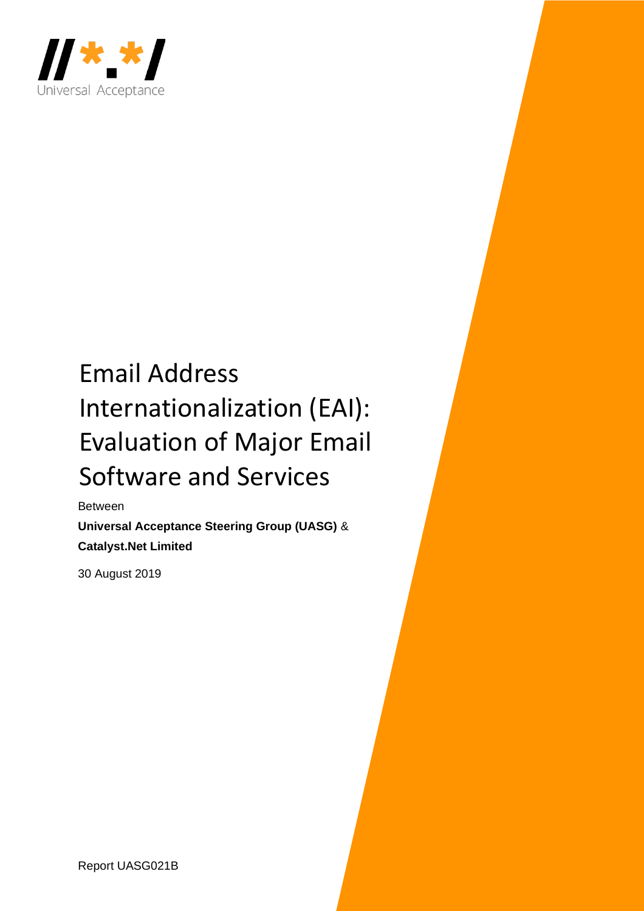Universal Acceptance

# Email Address Internationalization (EAI): Evaluation of Major Email Software and Services

Between

**Universal Acceptance Steering Group (UASG)** &

**Catalyst.Net Limited**

30 August 2019

Report UASG021B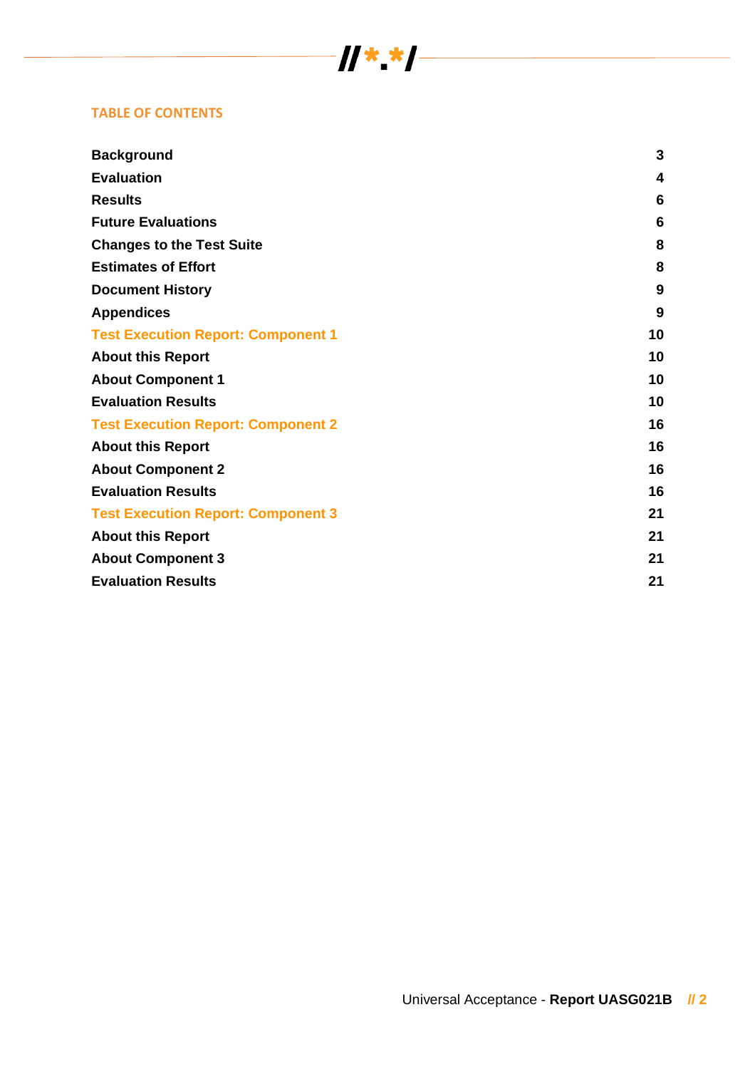## TABLE OF CONTENTS

| | |
|---|---|
| **Background** | **3** |
| **Evaluation** | **4** |
| **Results** | **6** |
| **Future Evaluations** | **6** |
| **Changes to the Test Suite** | **8** |
| **Estimates of Effort** | **8** |
| **Document History** | **9** |
| **Appendices** | **9** |
| **Test Execution Report: Component 1** | **10** |
| **About this Report** | **10** |
| **About Component 1** | **10** |
| **Evaluation Results** | **10** |
| **Test Execution Report: Component 2** | **16** |
| **About this Report** | **16** |
| **About Component 2** | **16** |
| **Evaluation Results** | **16** |
| **Test Execution Report: Component 3** | **21** |
| **About this Report** | **21** |
| **About Component 3** | **21** |
| **Evaluation Results** | **21** |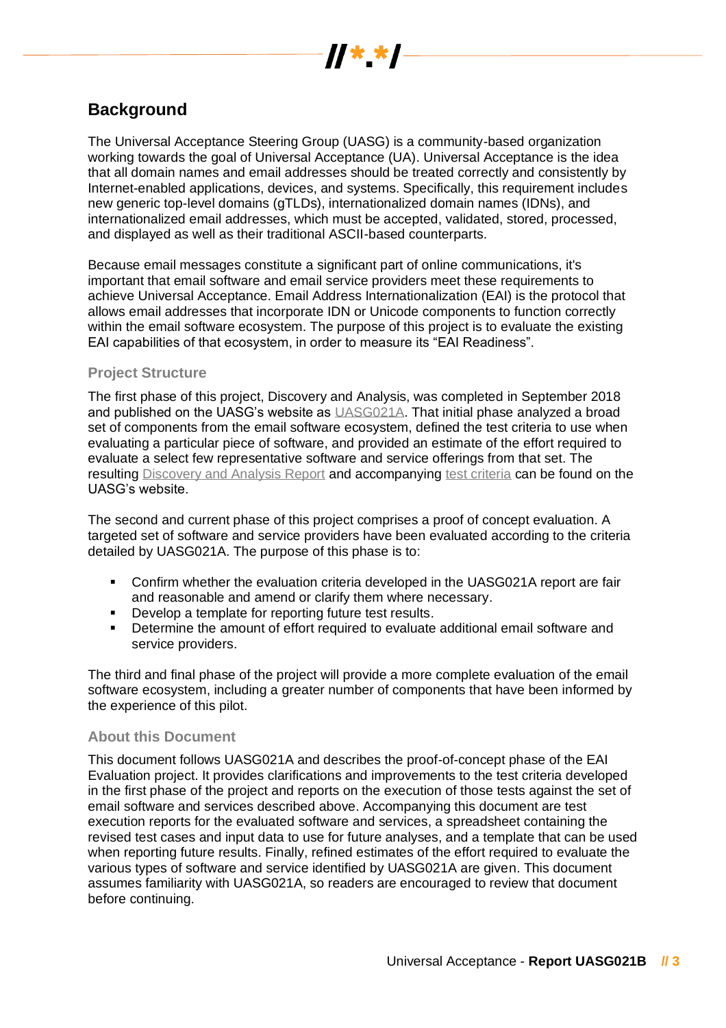## Background

The Universal Acceptance Steering Group (UASG) is a community-based organization working towards the goal of Universal Acceptance (UA). Universal Acceptance is the idea that all domain names and email addresses should be treated correctly and consistently by Internet-enabled applications, devices, and systems. Specifically, this requirement includes new generic top-level domains (gTLDs), internationalized domain names (IDNs), and internationalized email addresses, which must be accepted, validated, stored, processed, and displayed as well as their traditional ASCII-based counterparts.

Because email messages constitute a significant part of online communications, it's important that email software and email service providers meet these requirements to achieve Universal Acceptance. Email Address Internationalization (EAI) is the protocol that allows email addresses that incorporate IDN or Unicode components to function correctly within the email software ecosystem. The purpose of this project is to evaluate the existing EAI capabilities of that ecosystem, in order to measure its "EAI Readiness".

### Project Structure

The first phase of this project, Discovery and Analysis, was completed in September 2018 and published on the UASG's website as UASG021A. That initial phase analyzed a broad set of components from the email software ecosystem, defined the test criteria to use when evaluating a particular piece of software, and provided an estimate of the effort required to evaluate a select few representative software and service offerings from that set. The resulting Discovery and Analysis Report and accompanying test criteria can be found on the UASG's website.

The second and current phase of this project comprises a proof of concept evaluation. A targeted set of software and service providers have been evaluated according to the criteria detailed by UASG021A. The purpose of this phase is to:

- Confirm whether the evaluation criteria developed in the UASG021A report are fair and reasonable and amend or clarify them where necessary.
- Develop a template for reporting future test results.
- Determine the amount of effort required to evaluate additional email software and service providers.

The third and final phase of the project will provide a more complete evaluation of the email software ecosystem, including a greater number of components that have been informed by the experience of this pilot.

### About this Document

This document follows UASG021A and describes the proof-of-concept phase of the EAI Evaluation project. It provides clarifications and improvements to the test criteria developed in the first phase of the project and reports on the execution of those tests against the set of email software and services described above. Accompanying this document are test execution reports for the evaluated software and services, a spreadsheet containing the revised test cases and input data to use for future analyses, and a template that can be used when reporting future results. Finally, refined estimates of the effort required to evaluate the various types of software and service identified by UASG021A are given. This document assumes familiarity with UASG021A, so readers are encouraged to review that document before continuing.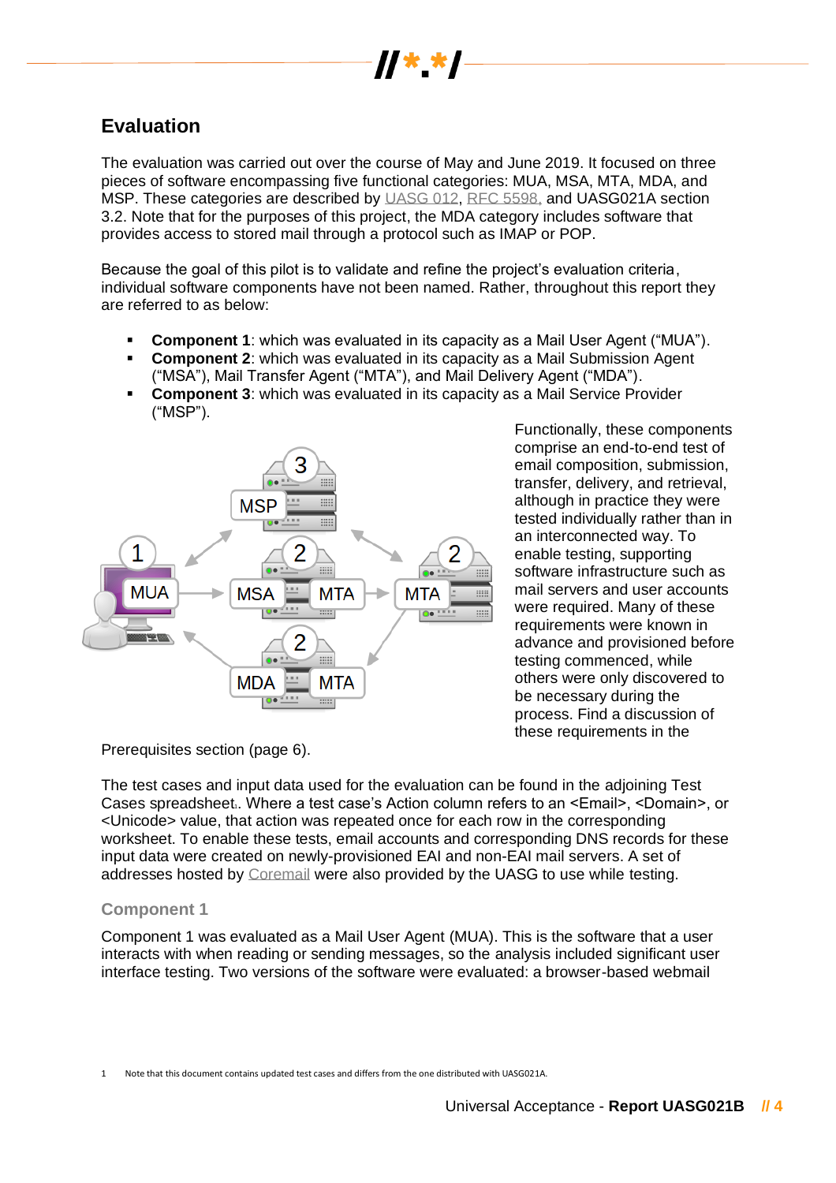## Evaluation

The evaluation was carried out over the course of May and June 2019. It focused on three pieces of software encompassing five functional categories: MUA, MSA, MTA, MDA, and MSP. These categories are described by UASG 012, RFC 5598, and UASG021A section 3.2. Note that for the purposes of this project, the MDA category includes software that provides access to stored mail through a protocol such as IMAP or POP.

Because the goal of this pilot is to validate and refine the project's evaluation criteria, individual software components have not been named. Rather, throughout this report they are referred to as below:

- **Component 1**: which was evaluated in its capacity as a Mail User Agent ("MUA").
- **Component 2**: which was evaluated in its capacity as a Mail Submission Agent ("MSA"), Mail Transfer Agent ("MTA"), and Mail Delivery Agent ("MDA").
- **Component 3**: which was evaluated in its capacity as a Mail Service Provider ("MSP").

Functionally, these components comprise an end-to-end test of email composition, submission, transfer, delivery, and retrieval, although in practice they were tested individually rather than in an interconnected way. To enable testing, supporting software infrastructure such as mail servers and user accounts were required. Many of these requirements were known in advance and provisioned before testing commenced, while others were only discovered to be necessary during the process. Find a discussion of these requirements in the Prerequisites section (page 6).

The test cases and input data used for the evaluation can be found in the adjoining Test Cases spreadsheet[1]. Where a test case's Action column refers to an <Email>, <Domain>, or <Unicode> value, that action was repeated once for each row in the corresponding worksheet. To enable these tests, email accounts and corresponding DNS records for these input data were created on newly-provisioned EAI and non-EAI mail servers. A set of addresses hosted by Coremail were also provided by the UASG to use while testing.

### Component 1

Component 1 was evaluated as a Mail User Agent (MUA). This is the software that a user interacts with when reading or sending messages, so the analysis included significant user interface testing. Two versions of the software were evaluated: a browser-based webmail

[1] Note that this document contains updated test cases and differs from the one distributed with UASG021A.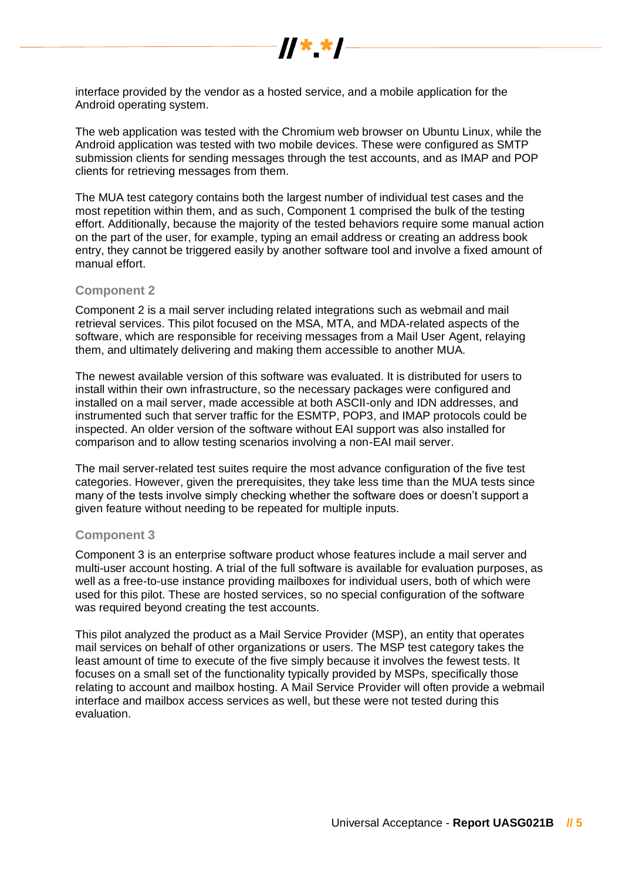interface provided by the vendor as a hosted service, and a mobile application for the Android operating system.

The web application was tested with the Chromium web browser on Ubuntu Linux, while the Android application was tested with two mobile devices. These were configured as SMTP submission clients for sending messages through the test accounts, and as IMAP and POP clients for retrieving messages from them.

The MUA test category contains both the largest number of individual test cases and the most repetition within them, and as such, Component 1 comprised the bulk of the testing effort. Additionally, because the majority of the tested behaviors require some manual action on the part of the user, for example, typing an email address or creating an address book entry, they cannot be triggered easily by another software tool and involve a fixed amount of manual effort.

### Component 2

Component 2 is a mail server including related integrations such as webmail and mail retrieval services. This pilot focused on the MSA, MTA, and MDA-related aspects of the software, which are responsible for receiving messages from a Mail User Agent, relaying them, and ultimately delivering and making them accessible to another MUA.

The newest available version of this software was evaluated. It is distributed for users to install within their own infrastructure, so the necessary packages were configured and installed on a mail server, made accessible at both ASCII-only and IDN addresses, and instrumented such that server traffic for the ESMTP, POP3, and IMAP protocols could be inspected. An older version of the software without EAI support was also installed for comparison and to allow testing scenarios involving a non-EAI mail server.

The mail server-related test suites require the most advance configuration of the five test categories. However, given the prerequisites, they take less time than the MUA tests since many of the tests involve simply checking whether the software does or doesn't support a given feature without needing to be repeated for multiple inputs.

### Component 3

Component 3 is an enterprise software product whose features include a mail server and multi-user account hosting. A trial of the full software is available for evaluation purposes, as well as a free-to-use instance providing mailboxes for individual users, both of which were used for this pilot. These are hosted services, so no special configuration of the software was required beyond creating the test accounts.

This pilot analyzed the product as a Mail Service Provider (MSP), an entity that operates mail services on behalf of other organizations or users. The MSP test category takes the least amount of time to execute of the five simply because it involves the fewest tests. It focuses on a small set of the functionality typically provided by MSPs, specifically those relating to account and mailbox hosting. A Mail Service Provider will often provide a webmail interface and mailbox access services as well, but these were not tested during this evaluation.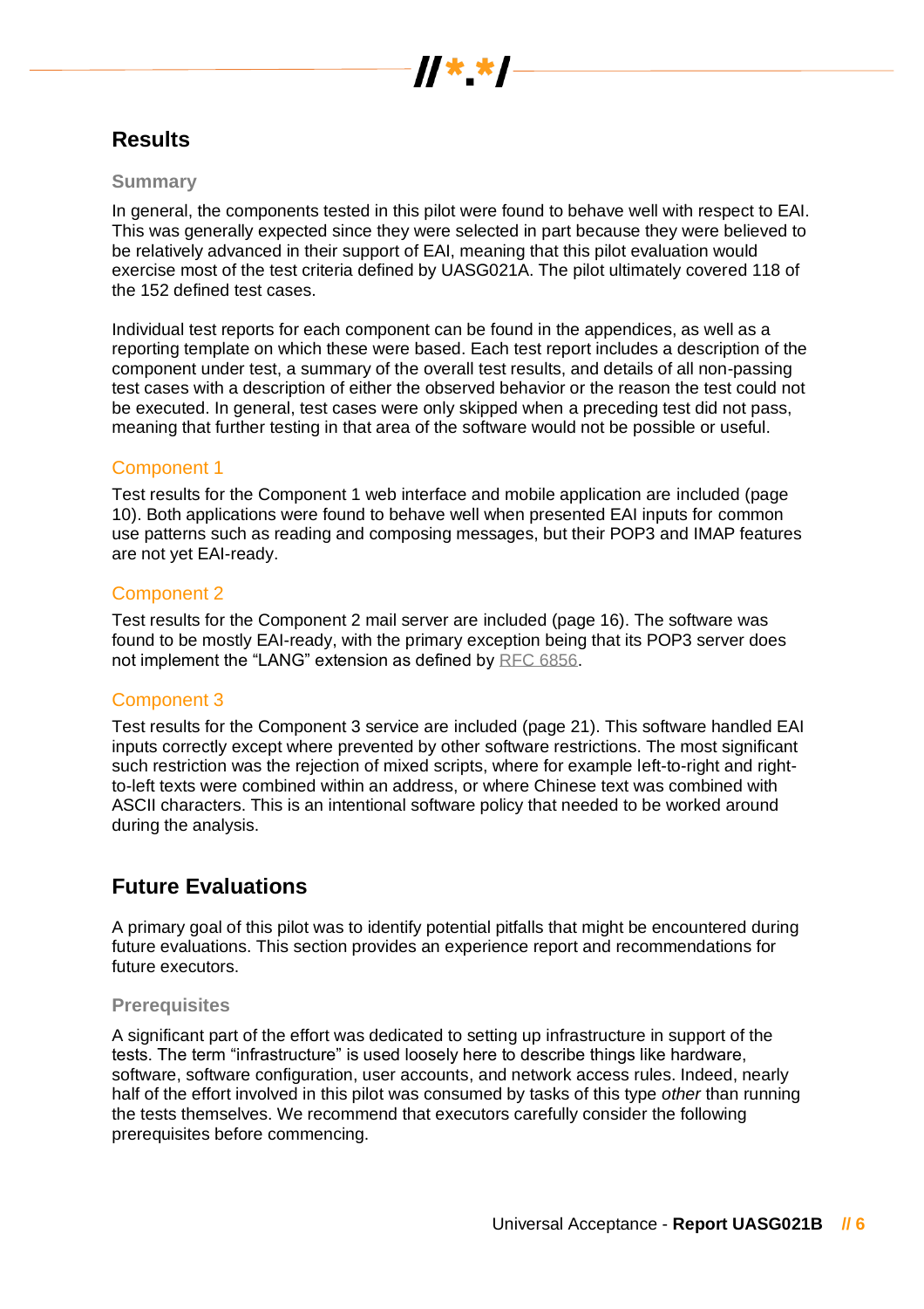## Results

### Summary

In general, the components tested in this pilot were found to behave well with respect to EAI. This was generally expected since they were selected in part because they were believed to be relatively advanced in their support of EAI, meaning that this pilot evaluation would exercise most of the test criteria defined by UASG021A. The pilot ultimately covered 118 of the 152 defined test cases.

Individual test reports for each component can be found in the appendices, as well as a reporting template on which these were based. Each test report includes a description of the component under test, a summary of the overall test results, and details of all non-passing test cases with a description of either the observed behavior or the reason the test could not be executed. In general, test cases were only skipped when a preceding test did not pass, meaning that further testing in that area of the software would not be possible or useful.

### Component 1

Test results for the Component 1 web interface and mobile application are included (page 10). Both applications were found to behave well when presented EAI inputs for common use patterns such as reading and composing messages, but their POP3 and IMAP features are not yet EAI-ready.

### Component 2

Test results for the Component 2 mail server are included (page 16). The software was found to be mostly EAI-ready, with the primary exception being that its POP3 server does not implement the “LANG” extension as defined by RFC 6856.

### Component 3

Test results for the Component 3 service are included (page 21). This software handled EAI inputs correctly except where prevented by other software restrictions. The most significant such restriction was the rejection of mixed scripts, where for example left-to-right and right-to-left texts were combined within an address, or where Chinese text was combined with ASCII characters. This is an intentional software policy that needed to be worked around during the analysis.

## Future Evaluations

A primary goal of this pilot was to identify potential pitfalls that might be encountered during future evaluations. This section provides an experience report and recommendations for future executors.

### Prerequisites

A significant part of the effort was dedicated to setting up infrastructure in support of the tests. The term “infrastructure” is used loosely here to describe things like hardware, software, software configuration, user accounts, and network access rules. Indeed, nearly half of the effort involved in this pilot was consumed by tasks of this type *other* than running the tests themselves. We recommend that executors carefully consider the following prerequisites before commencing.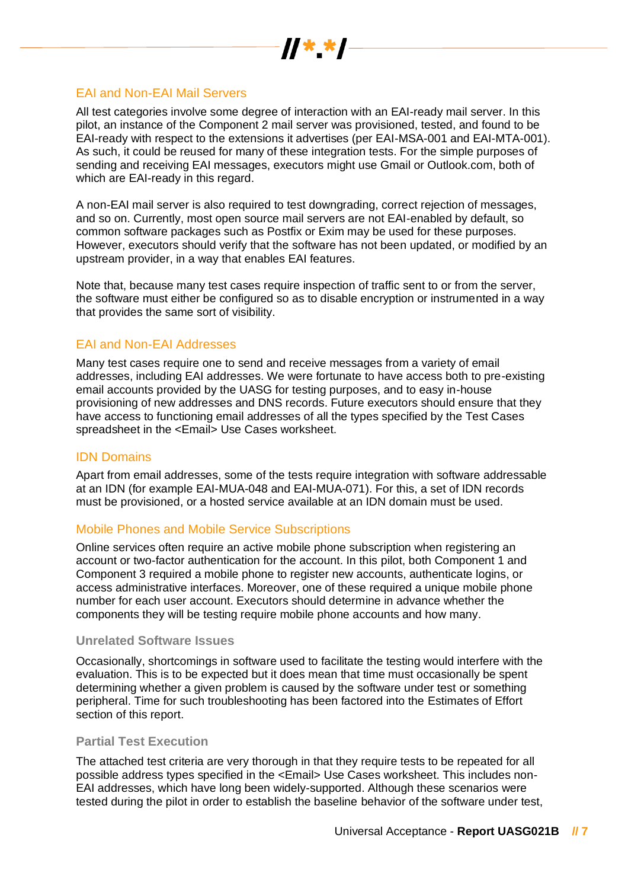### EAI and Non-EAI Mail Servers

All test categories involve some degree of interaction with an EAI-ready mail server. In this pilot, an instance of the Component 2 mail server was provisioned, tested, and found to be EAI-ready with respect to the extensions it advertises (per EAI-MSA-001 and EAI-MTA-001). As such, it could be reused for many of these integration tests. For the simple purposes of sending and receiving EAI messages, executors might use Gmail or Outlook.com, both of which are EAI-ready in this regard.

A non-EAI mail server is also required to test downgrading, correct rejection of messages, and so on. Currently, most open source mail servers are not EAI-enabled by default, so common software packages such as Postfix or Exim may be used for these purposes. However, executors should verify that the software has not been updated, or modified by an upstream provider, in a way that enables EAI features.

Note that, because many test cases require inspection of traffic sent to or from the server, the software must either be configured so as to disable encryption or instrumented in a way that provides the same sort of visibility.

### EAI and Non-EAI Addresses

Many test cases require one to send and receive messages from a variety of email addresses, including EAI addresses. We were fortunate to have access both to pre-existing email accounts provided by the UASG for testing purposes, and to easy in-house provisioning of new addresses and DNS records. Future executors should ensure that they have access to functioning email addresses of all the types specified by the Test Cases spreadsheet in the <Email> Use Cases worksheet.

### IDN Domains

Apart from email addresses, some of the tests require integration with software addressable at an IDN (for example EAI-MUA-048 and EAI-MUA-071). For this, a set of IDN records must be provisioned, or a hosted service available at an IDN domain must be used.

### Mobile Phones and Mobile Service Subscriptions

Online services often require an active mobile phone subscription when registering an account or two-factor authentication for the account. In this pilot, both Component 1 and Component 3 required a mobile phone to register new accounts, authenticate logins, or access administrative interfaces. Moreover, one of these required a unique mobile phone number for each user account. Executors should determine in advance whether the components they will be testing require mobile phone accounts and how many.

#### Unrelated Software Issues

Occasionally, shortcomings in software used to facilitate the testing would interfere with the evaluation. This is to be expected but it does mean that time must occasionally be spent determining whether a given problem is caused by the software under test or something peripheral. Time for such troubleshooting has been factored into the Estimates of Effort section of this report.

#### Partial Test Execution

The attached test criteria are very thorough in that they require tests to be repeated for all possible address types specified in the <Email> Use Cases worksheet. This includes non-EAI addresses, which have long been widely-supported. Although these scenarios were tested during the pilot in order to establish the baseline behavior of the software under test,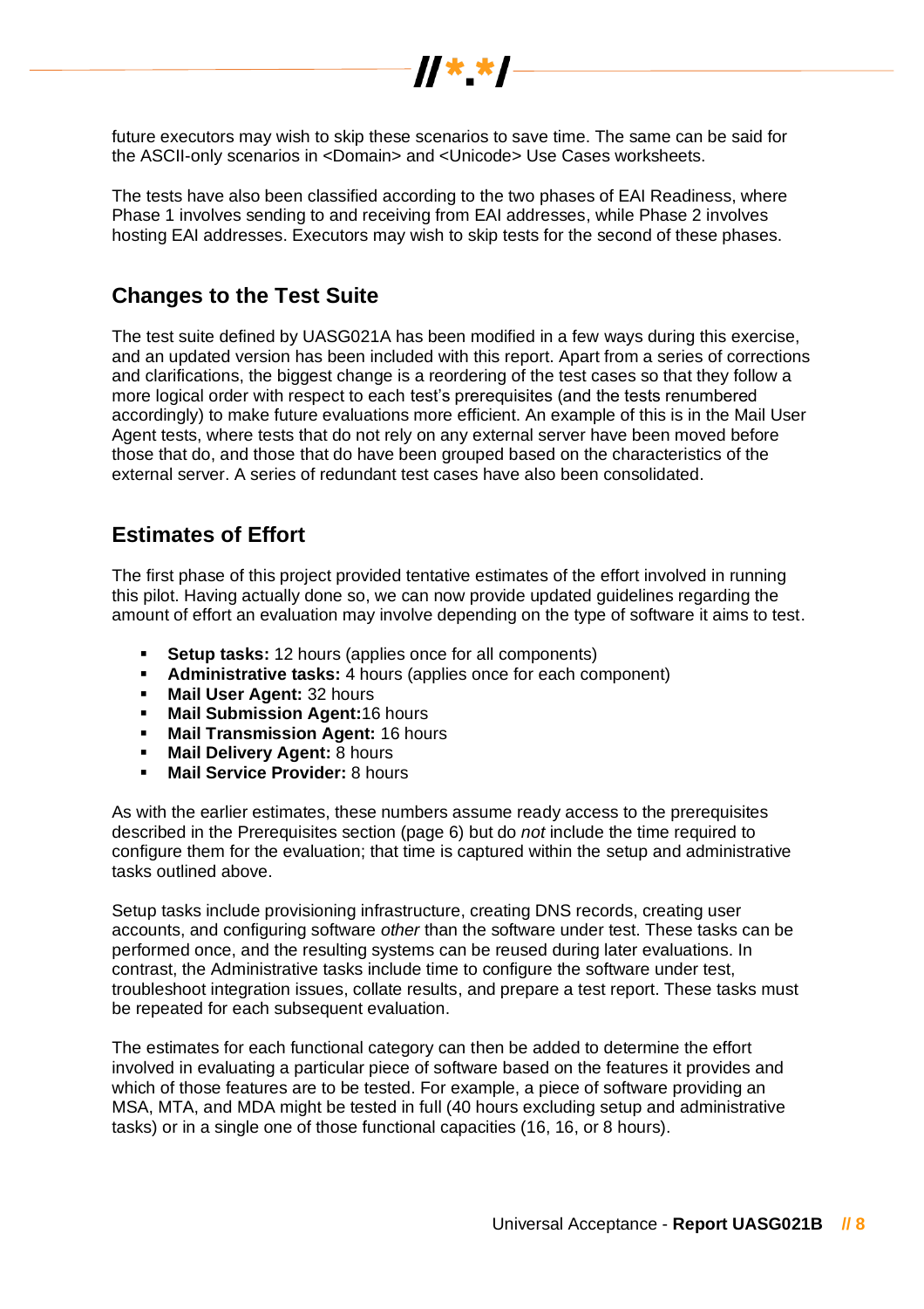future executors may wish to skip these scenarios to save time. The same can be said for the ASCII-only scenarios in <Domain> and <Unicode> Use Cases worksheets.

The tests have also been classified according to the two phases of EAI Readiness, where Phase 1 involves sending to and receiving from EAI addresses, while Phase 2 involves hosting EAI addresses. Executors may wish to skip tests for the second of these phases.

## Changes to the Test Suite

The test suite defined by UASG021A has been modified in a few ways during this exercise, and an updated version has been included with this report. Apart from a series of corrections and clarifications, the biggest change is a reordering of the test cases so that they follow a more logical order with respect to each test's prerequisites (and the tests renumbered accordingly) to make future evaluations more efficient. An example of this is in the Mail User Agent tests, where tests that do not rely on any external server have been moved before those that do, and those that do have been grouped based on the characteristics of the external server. A series of redundant test cases have also been consolidated.

## Estimates of Effort

The first phase of this project provided tentative estimates of the effort involved in running this pilot. Having actually done so, we can now provide updated guidelines regarding the amount of effort an evaluation may involve depending on the type of software it aims to test.

- **Setup tasks:** 12 hours (applies once for all components)
- **Administrative tasks:** 4 hours (applies once for each component)
- **Mail User Agent:** 32 hours
- **Mail Submission Agent:**16 hours
- **Mail Transmission Agent:** 16 hours
- **Mail Delivery Agent:** 8 hours
- **Mail Service Provider:** 8 hours

As with the earlier estimates, these numbers assume ready access to the prerequisites described in the Prerequisites section (page 6) but do *not* include the time required to configure them for the evaluation; that time is captured within the setup and administrative tasks outlined above.

Setup tasks include provisioning infrastructure, creating DNS records, creating user accounts, and configuring software *other* than the software under test. These tasks can be performed once, and the resulting systems can be reused during later evaluations. In contrast, the Administrative tasks include time to configure the software under test, troubleshoot integration issues, collate results, and prepare a test report. These tasks must be repeated for each subsequent evaluation.

The estimates for each functional category can then be added to determine the effort involved in evaluating a particular piece of software based on the features it provides and which of those features are to be tested. For example, a piece of software providing an MSA, MTA, and MDA might be tested in full (40 hours excluding setup and administrative tasks) or in a single one of those functional capacities (16, 16, or 8 hours).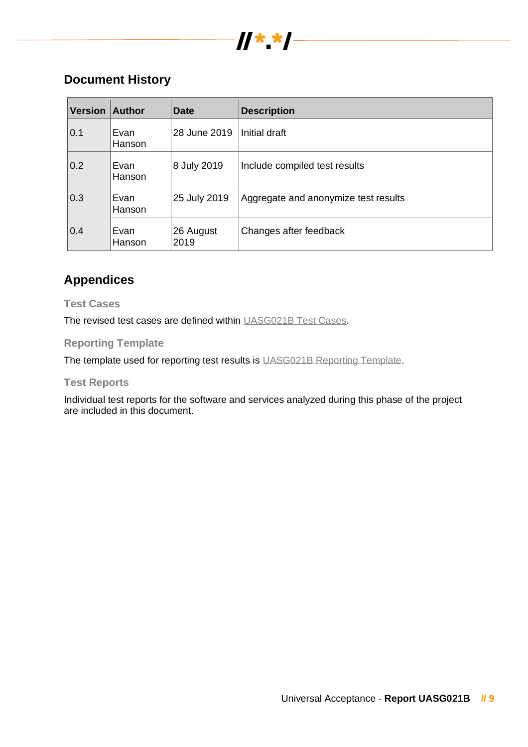## Document History

| Version | Author | Date | Description |
|---|---|---|---|
| 0.1 | Evan Hanson | 28 June 2019 | Initial draft |
| 0.2 | Evan Hanson | 8 July 2019 | Include compiled test results |
| 0.3 | Evan Hanson | 25 July 2019 | Aggregate and anonymize test results |
| 0.4 | Evan Hanson | 26 August 2019 | Changes after feedback |

## Appendices

### Test Cases

The revised test cases are defined within UASG021B Test Cases.

### Reporting Template

The template used for reporting test results is UASG021B Reporting Template.

### Test Reports

Individual test reports for the software and services analyzed during this phase of the project are included in this document.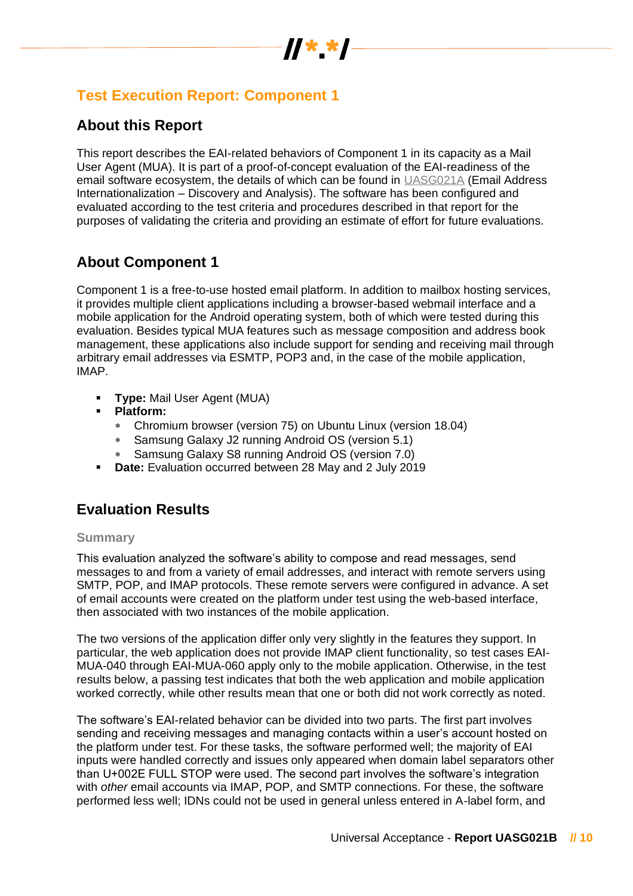# Test Execution Report: Component 1

## About this Report

This report describes the EAI-related behaviors of Component 1 in its capacity as a Mail User Agent (MUA). It is part of a proof-of-concept evaluation of the EAI-readiness of the email software ecosystem, the details of which can be found in UASG021A (Email Address Internationalization – Discovery and Analysis). The software has been configured and evaluated according to the test criteria and procedures described in that report for the purposes of validating the criteria and providing an estimate of effort for future evaluations.

## About Component 1

Component 1 is a free-to-use hosted email platform. In addition to mailbox hosting services, it provides multiple client applications including a browser-based webmail interface and a mobile application for the Android operating system, both of which were tested during this evaluation. Besides typical MUA features such as message composition and address book management, these applications also include support for sending and receiving mail through arbitrary email addresses via ESMTP, POP3 and, in the case of the mobile application, IMAP.

- **Type:** Mail User Agent (MUA)
- **Platform:**
  - Chromium browser (version 75) on Ubuntu Linux (version 18.04)
  - Samsung Galaxy J2 running Android OS (version 5.1)
  - Samsung Galaxy S8 running Android OS (version 7.0)
- **Date:** Evaluation occurred between 28 May and 2 July 2019

## Evaluation Results

### Summary

This evaluation analyzed the software's ability to compose and read messages, send messages to and from a variety of email addresses, and interact with remote servers using SMTP, POP, and IMAP protocols. These remote servers were configured in advance. A set of email accounts were created on the platform under test using the web-based interface, then associated with two instances of the mobile application.

The two versions of the application differ only very slightly in the features they support. In particular, the web application does not provide IMAP client functionality, so test cases EAI-MUA-040 through EAI-MUA-060 apply only to the mobile application. Otherwise, in the test results below, a passing test indicates that both the web application and mobile application worked correctly, while other results mean that one or both did not work correctly as noted.

The software's EAI-related behavior can be divided into two parts. The first part involves sending and receiving messages and managing contacts within a user's account hosted on the platform under test. For these tasks, the software performed well; the majority of EAI inputs were handled correctly and issues only appeared when domain label separators other than U+002E FULL STOP were used. The second part involves the software's integration with *other* email accounts via IMAP, POP, and SMTP connections. For these, the software performed less well; IDNs could not be used in general unless entered in A-label form, and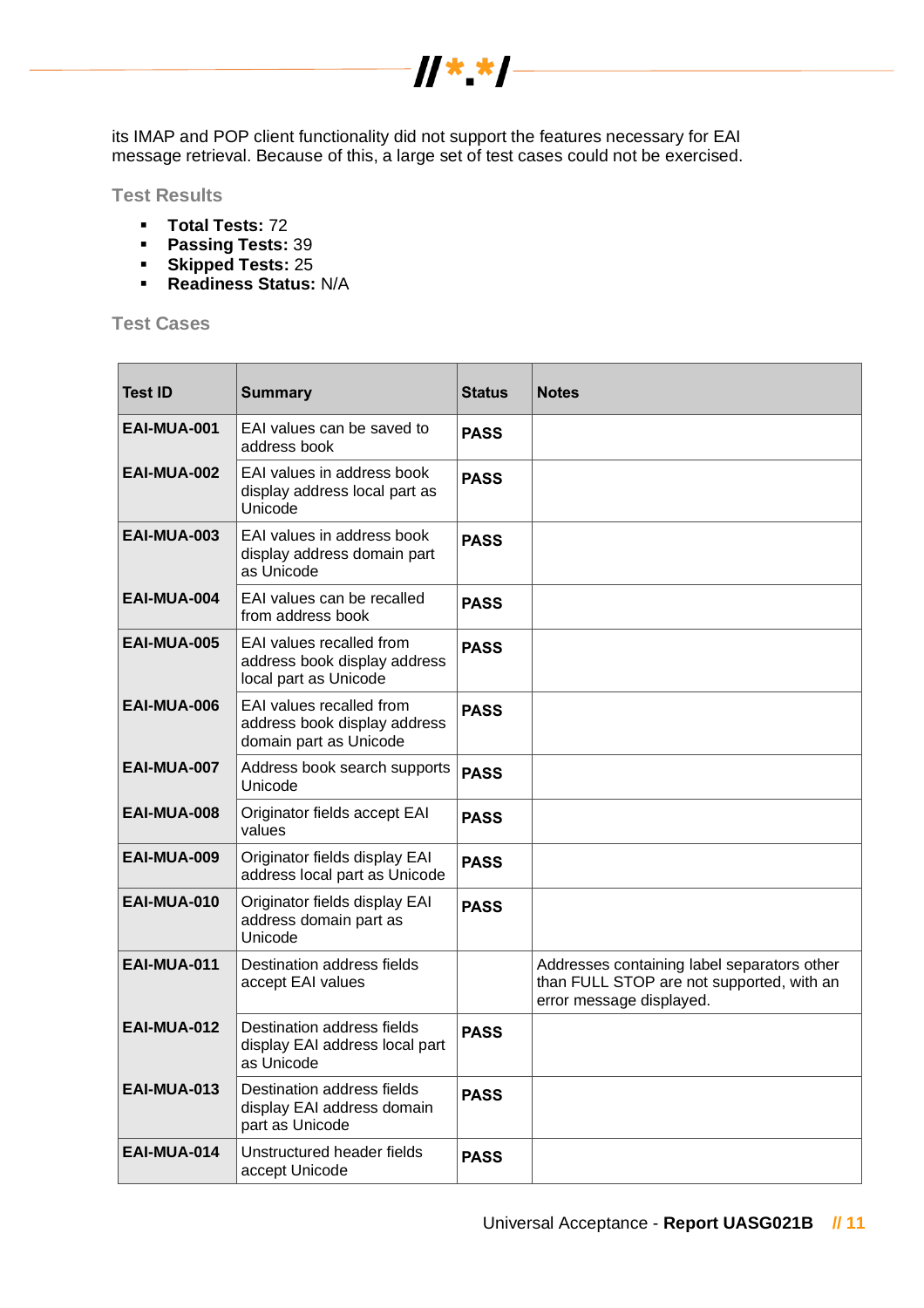its IMAP and POP client functionality did not support the features necessary for EAI message retrieval. Because of this, a large set of test cases could not be exercised.

### Test Results

- **Total Tests:** 72
- **Passing Tests:** 39
- **Skipped Tests:** 25
- **Readiness Status:** N/A

### Test Cases

| Test ID | Summary | Status | Notes |
|---|---|---|---|
| **EAI-MUA-001** | EAI values can be saved to address book | **PASS** | |
| **EAI-MUA-002** | EAI values in address book display address local part as Unicode | **PASS** | |
| **EAI-MUA-003** | EAI values in address book display address domain part as Unicode | **PASS** | |
| **EAI-MUA-004** | EAI values can be recalled from address book | **PASS** | |
| **EAI-MUA-005** | EAI values recalled from address book display address local part as Unicode | **PASS** | |
| **EAI-MUA-006** | EAI values recalled from address book display address domain part as Unicode | **PASS** | |
| **EAI-MUA-007** | Address book search supports Unicode | **PASS** | |
| **EAI-MUA-008** | Originator fields accept EAI values | **PASS** | |
| **EAI-MUA-009** | Originator fields display EAI address local part as Unicode | **PASS** | |
| **EAI-MUA-010** | Originator fields display EAI address domain part as Unicode | **PASS** | |
| **EAI-MUA-011** | Destination address fields accept EAI values | | Addresses containing label separators other than FULL STOP are not supported, with an error message displayed. |
| **EAI-MUA-012** | Destination address fields display EAI address local part as Unicode | **PASS** | |
| **EAI-MUA-013** | Destination address fields display EAI address domain part as Unicode | **PASS** | |
| **EAI-MUA-014** | Unstructured header fields accept Unicode | **PASS** | |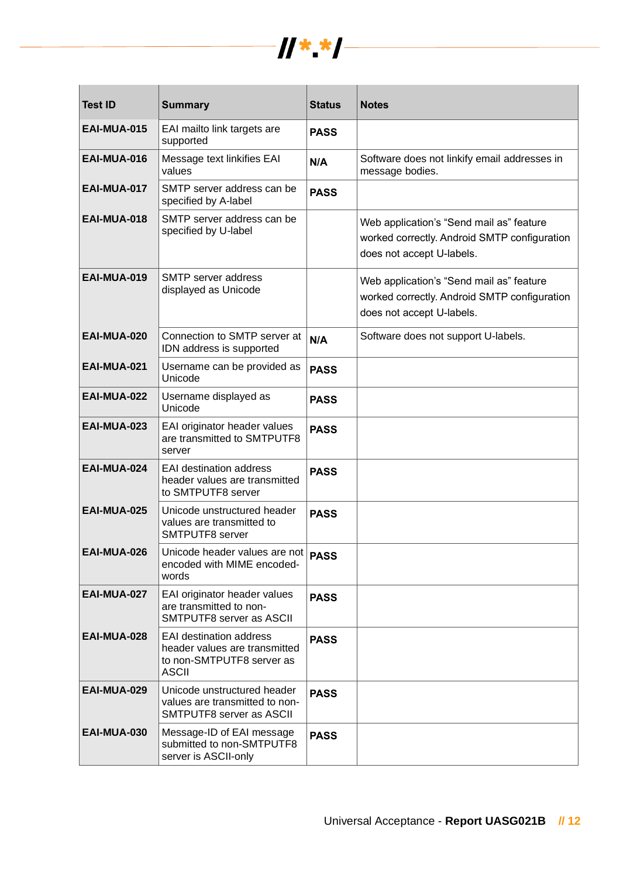| Test ID | Summary | Status | Notes |
|---|---|---|---|
| **EAI-MUA-015** | EAI mailto link targets are supported | **PASS** | |
| **EAI-MUA-016** | Message text linkifies EAI values | **N/A** | Software does not linkify email addresses in message bodies. |
| **EAI-MUA-017** | SMTP server address can be specified by A-label | **PASS** | |
| **EAI-MUA-018** | SMTP server address can be specified by U-label | | Web application's "Send mail as" feature worked correctly. Android SMTP configuration does not accept U-labels. |
| **EAI-MUA-019** | SMTP server address displayed as Unicode | | Web application's "Send mail as" feature worked correctly. Android SMTP configuration does not accept U-labels. |
| **EAI-MUA-020** | Connection to SMTP server at IDN address is supported | **N/A** | Software does not support U-labels. |
| **EAI-MUA-021** | Username can be provided as Unicode | **PASS** | |
| **EAI-MUA-022** | Username displayed as Unicode | **PASS** | |
| **EAI-MUA-023** | EAI originator header values are transmitted to SMTPUTF8 server | **PASS** | |
| **EAI-MUA-024** | EAI destination address header values are transmitted to SMTPUTF8 server | **PASS** | |
| **EAI-MUA-025** | Unicode unstructured header values are transmitted to SMTPUTF8 server | **PASS** | |
| **EAI-MUA-026** | Unicode header values are not encoded with MIME encoded-words | **PASS** | |
| **EAI-MUA-027** | EAI originator header values are transmitted to non-SMTPUTF8 server as ASCII | **PASS** | |
| **EAI-MUA-028** | EAI destination address header values are transmitted to non-SMTPUTF8 server as ASCII | **PASS** | |
| **EAI-MUA-029** | Unicode unstructured header values are transmitted to non-SMTPUTF8 server as ASCII | **PASS** | |
| **EAI-MUA-030** | Message-ID of EAI message submitted to non-SMTPUTF8 server is ASCII-only | **PASS** | |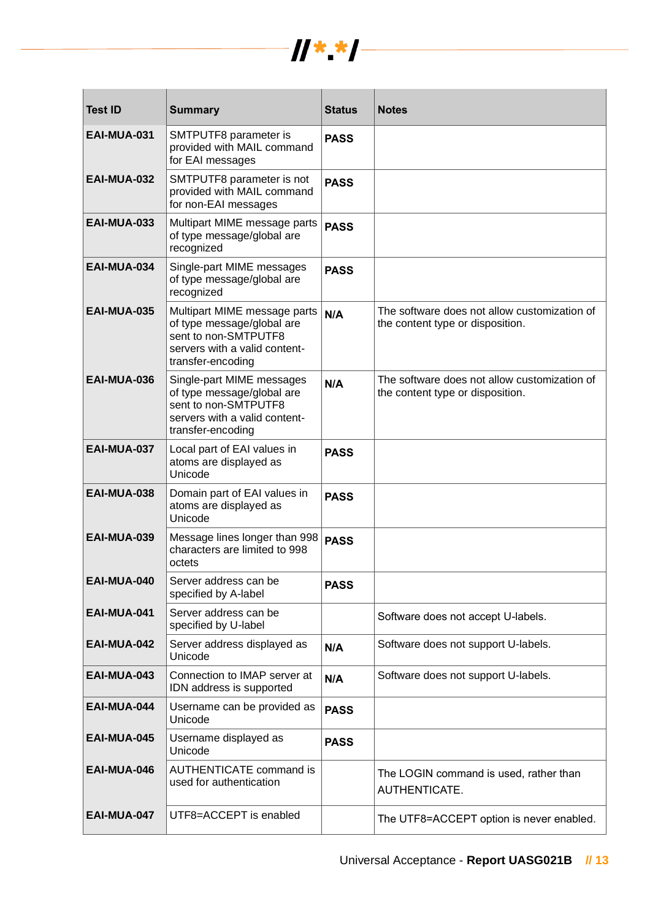| Test ID | Summary | Status | Notes |
|---|---|---|---|
| **EAI-MUA-031** | SMTPUTF8 parameter is provided with MAIL command for EAI messages | **PASS** | |
| **EAI-MUA-032** | SMTPUTF8 parameter is not provided with MAIL command for non-EAI messages | **PASS** | |
| **EAI-MUA-033** | Multipart MIME message parts of type message/global are recognized | **PASS** | |
| **EAI-MUA-034** | Single-part MIME messages of type message/global are recognized | **PASS** | |
| **EAI-MUA-035** | Multipart MIME message parts of type message/global are sent to non-SMTPUTF8 servers with a valid content-transfer-encoding | **N/A** | The software does not allow customization of the content type or disposition. |
| **EAI-MUA-036** | Single-part MIME messages of type message/global are sent to non-SMTPUTF8 servers with a valid content-transfer-encoding | **N/A** | The software does not allow customization of the content type or disposition. |
| **EAI-MUA-037** | Local part of EAI values in atoms are displayed as Unicode | **PASS** | |
| **EAI-MUA-038** | Domain part of EAI values in atoms are displayed as Unicode | **PASS** | |
| **EAI-MUA-039** | Message lines longer than 998 characters are limited to 998 octets | **PASS** | |
| **EAI-MUA-040** | Server address can be specified by A-label | **PASS** | |
| **EAI-MUA-041** | Server address can be specified by U-label | | Software does not accept U-labels. |
| **EAI-MUA-042** | Server address displayed as Unicode | **N/A** | Software does not support U-labels. |
| **EAI-MUA-043** | Connection to IMAP server at IDN address is supported | **N/A** | Software does not support U-labels. |
| **EAI-MUA-044** | Username can be provided as Unicode | **PASS** | |
| **EAI-MUA-045** | Username displayed as Unicode | **PASS** | |
| **EAI-MUA-046** | AUTHENTICATE command is used for authentication | | The LOGIN command is used, rather than AUTHENTICATE. |
| **EAI-MUA-047** | UTF8=ACCEPT is enabled | | The UTF8=ACCEPT option is never enabled. |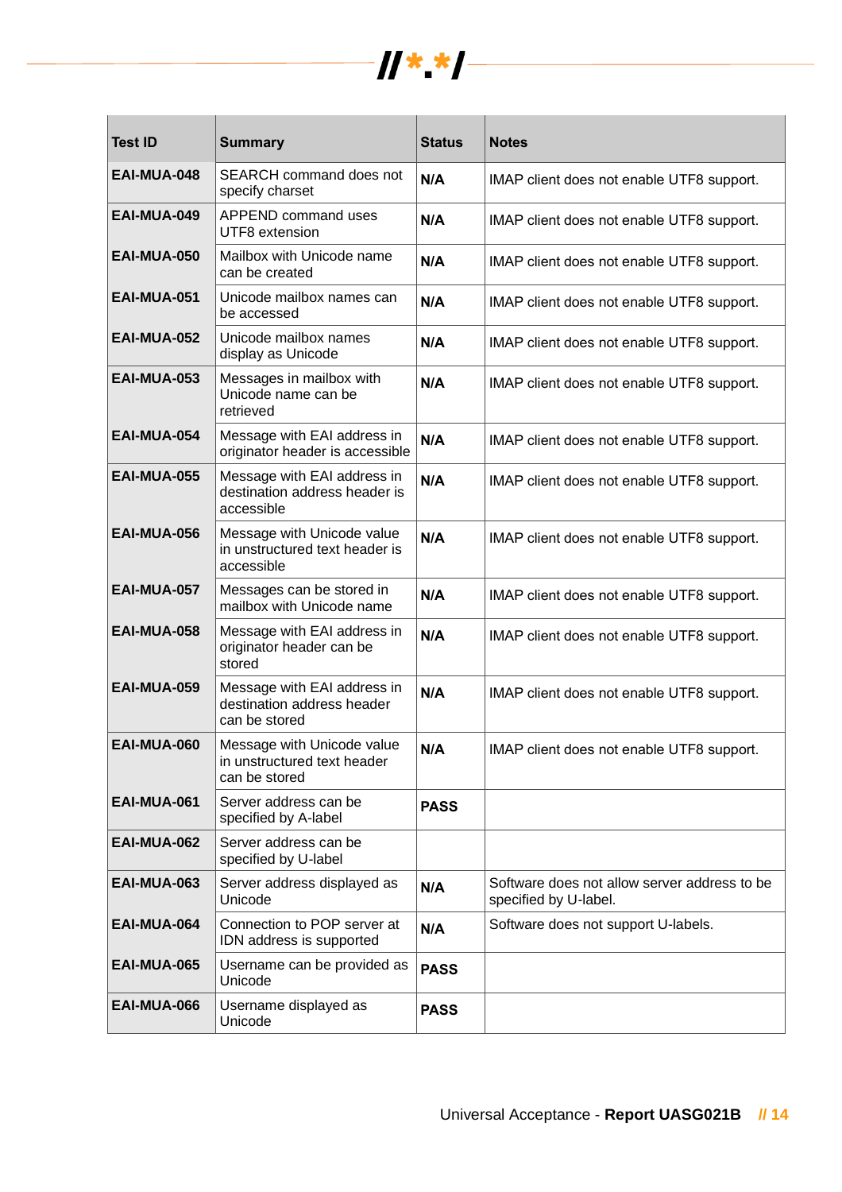| Test ID | Summary | Status | Notes |
|---|---|---|---|
| **EAI-MUA-048** | SEARCH command does not specify charset | **N/A** | IMAP client does not enable UTF8 support. |
| **EAI-MUA-049** | APPEND command uses UTF8 extension | **N/A** | IMAP client does not enable UTF8 support. |
| **EAI-MUA-050** | Mailbox with Unicode name can be created | **N/A** | IMAP client does not enable UTF8 support. |
| **EAI-MUA-051** | Unicode mailbox names can be accessed | **N/A** | IMAP client does not enable UTF8 support. |
| **EAI-MUA-052** | Unicode mailbox names display as Unicode | **N/A** | IMAP client does not enable UTF8 support. |
| **EAI-MUA-053** | Messages in mailbox with Unicode name can be retrieved | **N/A** | IMAP client does not enable UTF8 support. |
| **EAI-MUA-054** | Message with EAI address in originator header is accessible | **N/A** | IMAP client does not enable UTF8 support. |
| **EAI-MUA-055** | Message with EAI address in destination address header is accessible | **N/A** | IMAP client does not enable UTF8 support. |
| **EAI-MUA-056** | Message with Unicode value in unstructured text header is accessible | **N/A** | IMAP client does not enable UTF8 support. |
| **EAI-MUA-057** | Messages can be stored in mailbox with Unicode name | **N/A** | IMAP client does not enable UTF8 support. |
| **EAI-MUA-058** | Message with EAI address in originator header can be stored | **N/A** | IMAP client does not enable UTF8 support. |
| **EAI-MUA-059** | Message with EAI address in destination address header can be stored | **N/A** | IMAP client does not enable UTF8 support. |
| **EAI-MUA-060** | Message with Unicode value in unstructured text header can be stored | **N/A** | IMAP client does not enable UTF8 support. |
| **EAI-MUA-061** | Server address can be specified by A-label | **PASS** | |
| **EAI-MUA-062** | Server address can be specified by U-label | | |
| **EAI-MUA-063** | Server address displayed as Unicode | **N/A** | Software does not allow server address to be specified by U-label. |
| **EAI-MUA-064** | Connection to POP server at IDN address is supported | **N/A** | Software does not support U-labels. |
| **EAI-MUA-065** | Username can be provided as Unicode | **PASS** | |
| **EAI-MUA-066** | Username displayed as Unicode | **PASS** | |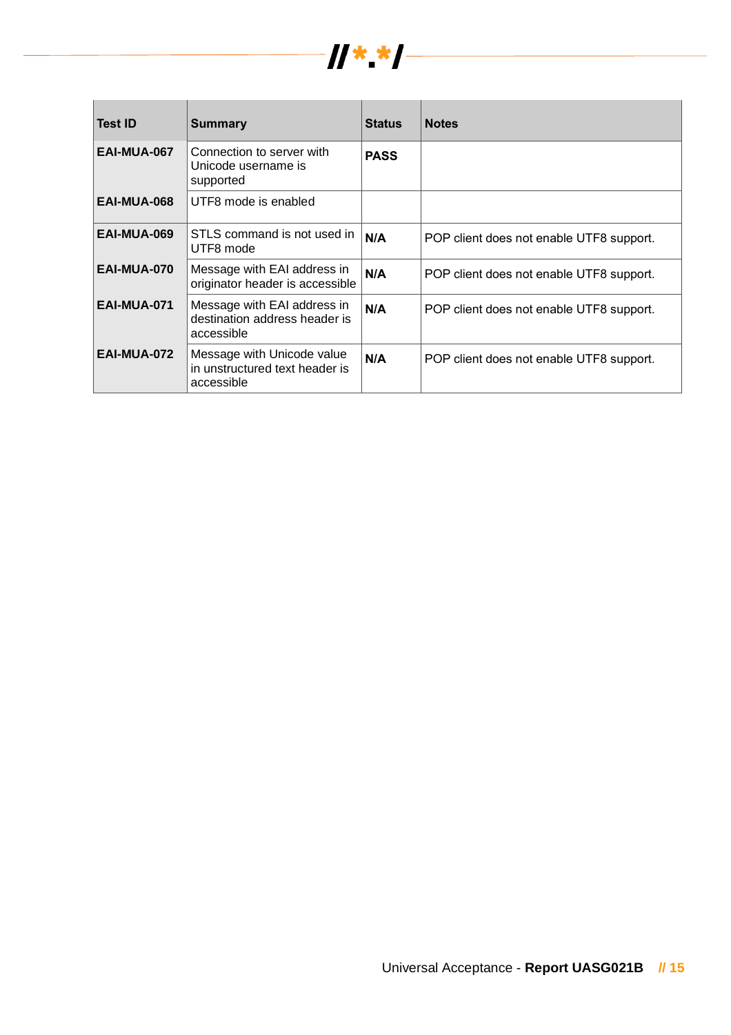| Test ID | Summary | Status | Notes |
| --- | --- | --- | --- |
| **EAI-MUA-067** | Connection to server with Unicode username is supported | **PASS** | |
| **EAI-MUA-068** | UTF8 mode is enabled | | |
| **EAI-MUA-069** | STLS command is not used in UTF8 mode | **N/A** | POP client does not enable UTF8 support. |
| **EAI-MUA-070** | Message with EAI address in originator header is accessible | **N/A** | POP client does not enable UTF8 support. |
| **EAI-MUA-071** | Message with EAI address in destination address header is accessible | **N/A** | POP client does not enable UTF8 support. |
| **EAI-MUA-072** | Message with Unicode value in unstructured text header is accessible | **N/A** | POP client does not enable UTF8 support. |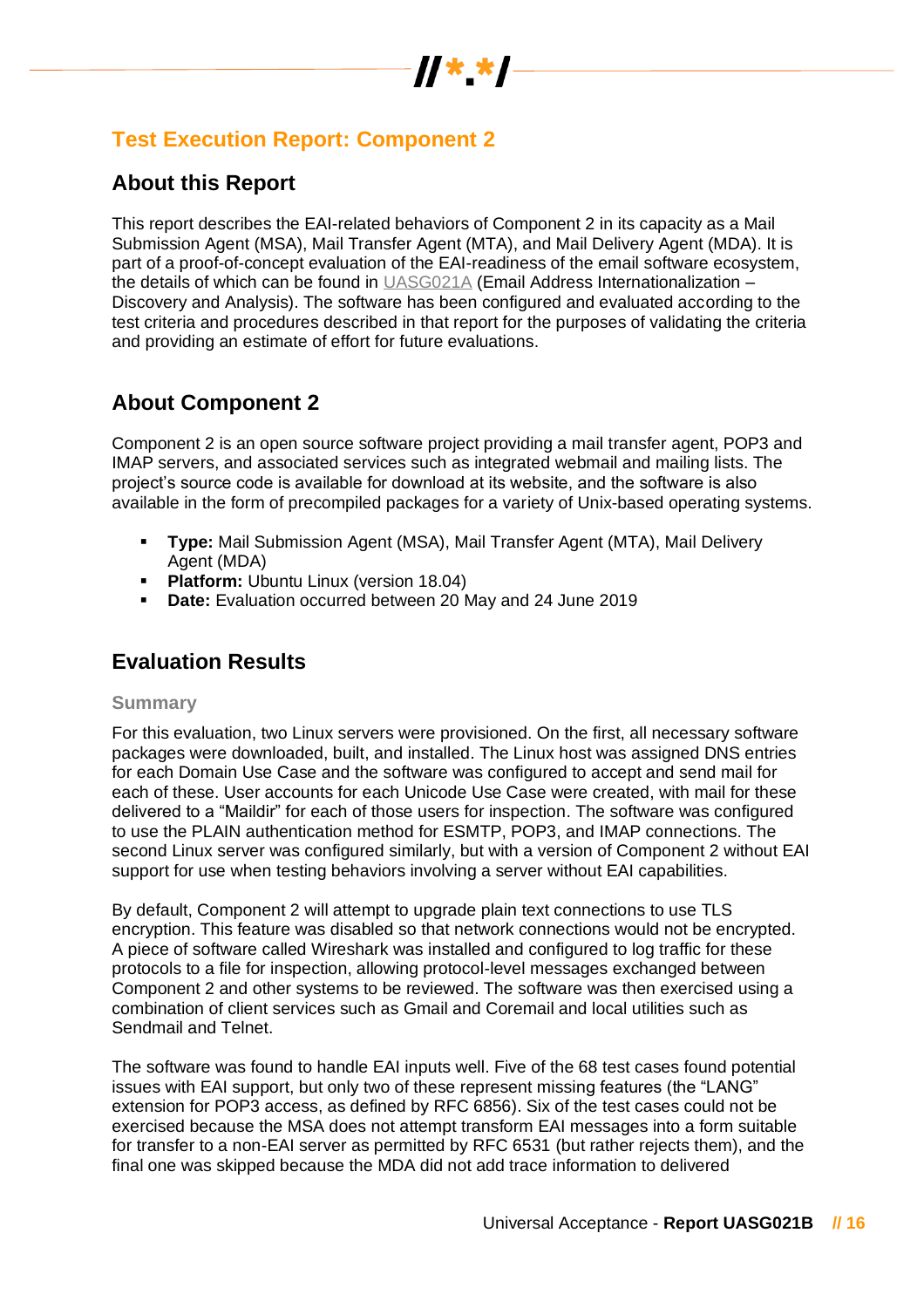# Test Execution Report: Component 2

## About this Report

This report describes the EAI-related behaviors of Component 2 in its capacity as a Mail Submission Agent (MSA), Mail Transfer Agent (MTA), and Mail Delivery Agent (MDA). It is part of a proof-of-concept evaluation of the EAI-readiness of the email software ecosystem, the details of which can be found in UASG021A (Email Address Internationalization – Discovery and Analysis). The software has been configured and evaluated according to the test criteria and procedures described in that report for the purposes of validating the criteria and providing an estimate of effort for future evaluations.

## About Component 2

Component 2 is an open source software project providing a mail transfer agent, POP3 and IMAP servers, and associated services such as integrated webmail and mailing lists. The project's source code is available for download at its website, and the software is also available in the form of precompiled packages for a variety of Unix-based operating systems.

- **Type:** Mail Submission Agent (MSA), Mail Transfer Agent (MTA), Mail Delivery Agent (MDA)
- **Platform:** Ubuntu Linux (version 18.04)
- **Date:** Evaluation occurred between 20 May and 24 June 2019

## Evaluation Results

### Summary

For this evaluation, two Linux servers were provisioned. On the first, all necessary software packages were downloaded, built, and installed. The Linux host was assigned DNS entries for each Domain Use Case and the software was configured to accept and send mail for each of these. User accounts for each Unicode Use Case were created, with mail for these delivered to a "Maildir" for each of those users for inspection. The software was configured to use the PLAIN authentication method for ESMTP, POP3, and IMAP connections. The second Linux server was configured similarly, but with a version of Component 2 without EAI support for use when testing behaviors involving a server without EAI capabilities.

By default, Component 2 will attempt to upgrade plain text connections to use TLS encryption. This feature was disabled so that network connections would not be encrypted. A piece of software called Wireshark was installed and configured to log traffic for these protocols to a file for inspection, allowing protocol-level messages exchanged between Component 2 and other systems to be reviewed. The software was then exercised using a combination of client services such as Gmail and Coremail and local utilities such as Sendmail and Telnet.

The software was found to handle EAI inputs well. Five of the 68 test cases found potential issues with EAI support, but only two of these represent missing features (the "LANG" extension for POP3 access, as defined by RFC 6856). Six of the test cases could not be exercised because the MSA does not attempt transform EAI messages into a form suitable for transfer to a non-EAI server as permitted by RFC 6531 (but rather rejects them), and the final one was skipped because the MDA did not add trace information to delivered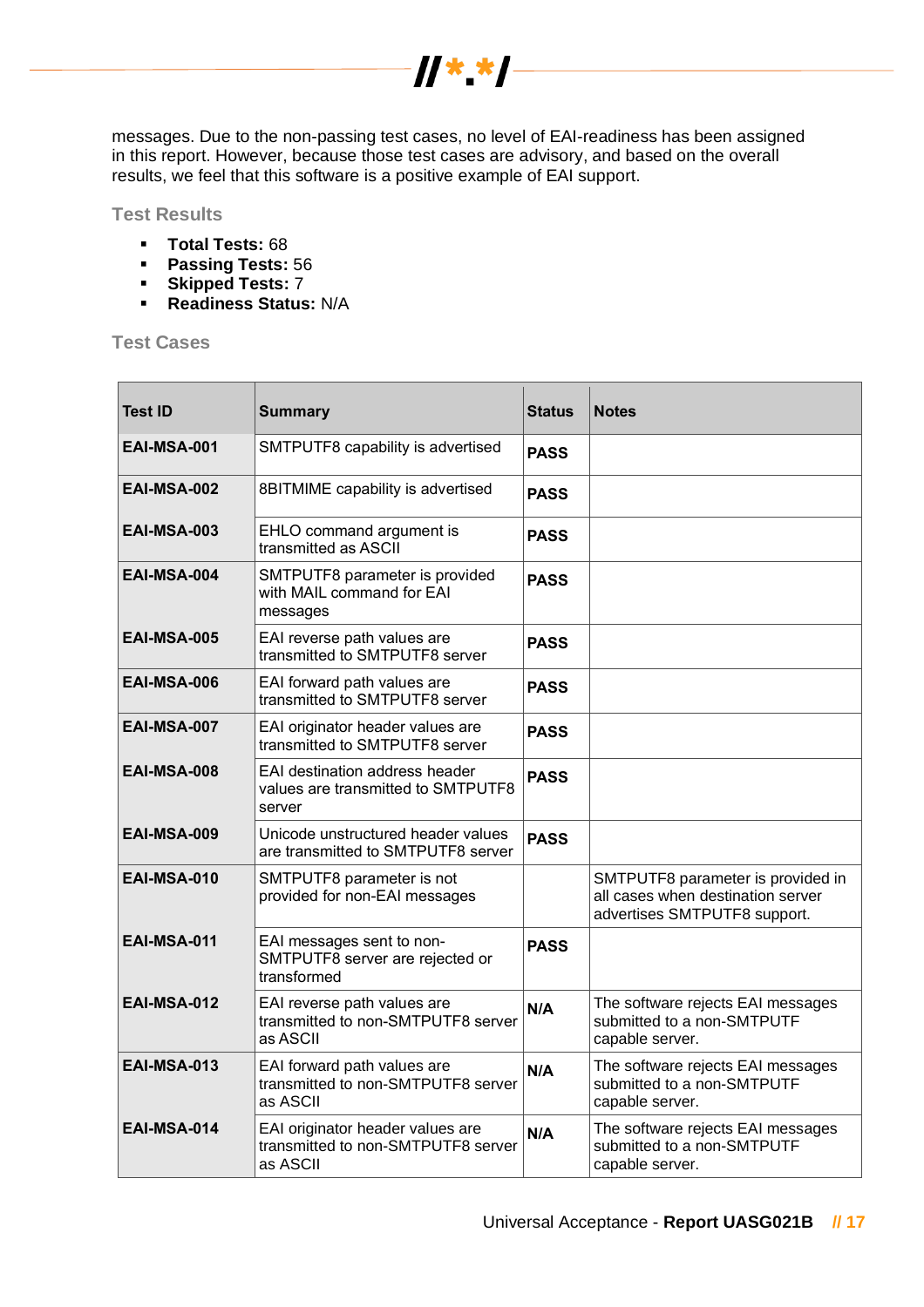messages. Due to the non-passing test cases, no level of EAI-readiness has been assigned in this report. However, because those test cases are advisory, and based on the overall results, we feel that this software is a positive example of EAI support.

### Test Results

- **Total Tests:** 68
- **Passing Tests:** 56
- **Skipped Tests:** 7
- **Readiness Status:** N/A

### Test Cases

| Test ID | Summary | Status | Notes |
|---|---|---|---|
| **EAI-MSA-001** | SMTPUTF8 capability is advertised | **PASS** | |
| **EAI-MSA-002** | 8BITMIME capability is advertised | **PASS** | |
| **EAI-MSA-003** | EHLO command argument is transmitted as ASCII | **PASS** | |
| **EAI-MSA-004** | SMTPUTF8 parameter is provided with MAIL command for EAI messages | **PASS** | |
| **EAI-MSA-005** | EAI reverse path values are transmitted to SMTPUTF8 server | **PASS** | |
| **EAI-MSA-006** | EAI forward path values are transmitted to SMTPUTF8 server | **PASS** | |
| **EAI-MSA-007** | EAI originator header values are transmitted to SMTPUTF8 server | **PASS** | |
| **EAI-MSA-008** | EAI destination address header values are transmitted to SMTPUTF8 server | **PASS** | |
| **EAI-MSA-009** | Unicode unstructured header values are transmitted to SMTPUTF8 server | **PASS** | |
| **EAI-MSA-010** | SMTPUTF8 parameter is not provided for non-EAI messages | | SMTPUTF8 parameter is provided in all cases when destination server advertises SMTPUTF8 support. |
| **EAI-MSA-011** | EAI messages sent to non-SMTPUTF8 server are rejected or transformed | **PASS** | |
| **EAI-MSA-012** | EAI reverse path values are transmitted to non-SMTPUTF8 server as ASCII | **N/A** | The software rejects EAI messages submitted to a non-SMTPUTF capable server. |
| **EAI-MSA-013** | EAI forward path values are transmitted to non-SMTPUTF8 server as ASCII | **N/A** | The software rejects EAI messages submitted to a non-SMTPUTF capable server. |
| **EAI-MSA-014** | EAI originator header values are transmitted to non-SMTPUTF8 server as ASCII | **N/A** | The software rejects EAI messages submitted to a non-SMTPUTF capable server. |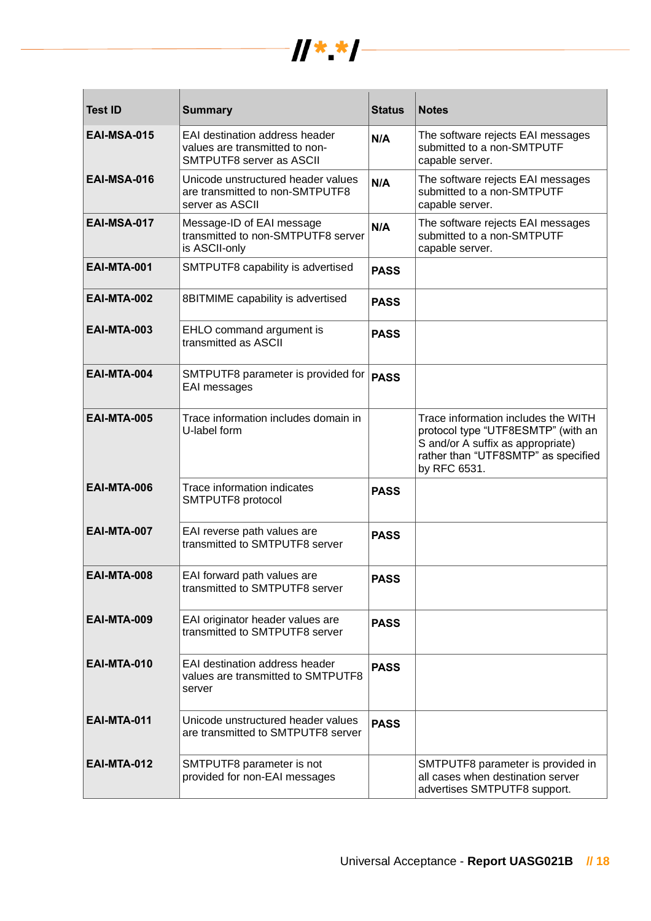| Test ID | Summary | Status | Notes |
|---|---|---|---|
| **EAI-MSA-015** | EAI destination address header values are transmitted to non-SMTPUTF8 server as ASCII | **N/A** | The software rejects EAI messages submitted to a non-SMTPUTF capable server. |
| **EAI-MSA-016** | Unicode unstructured header values are transmitted to non-SMTPUTF8 server as ASCII | **N/A** | The software rejects EAI messages submitted to a non-SMTPUTF capable server. |
| **EAI-MSA-017** | Message-ID of EAI message transmitted to non-SMTPUTF8 server is ASCII-only | **N/A** | The software rejects EAI messages submitted to a non-SMTPUTF capable server. |
| **EAI-MTA-001** | SMTPUTF8 capability is advertised | **PASS** | |
| **EAI-MTA-002** | 8BITMIME capability is advertised | **PASS** | |
| **EAI-MTA-003** | EHLO command argument is transmitted as ASCII | **PASS** | |
| **EAI-MTA-004** | SMTPUTF8 parameter is provided for EAI messages | **PASS** | |
| **EAI-MTA-005** | Trace information includes domain in U-label form | | Trace information includes the WITH protocol type “UTF8ESMTP” (with an S and/or A suffix as appropriate) rather than “UTF8SMTP” as specified by RFC 6531. |
| **EAI-MTA-006** | Trace information indicates SMTPUTF8 protocol | **PASS** | |
| **EAI-MTA-007** | EAI reverse path values are transmitted to SMTPUTF8 server | **PASS** | |
| **EAI-MTA-008** | EAI forward path values are transmitted to SMTPUTF8 server | **PASS** | |
| **EAI-MTA-009** | EAI originator header values are transmitted to SMTPUTF8 server | **PASS** | |
| **EAI-MTA-010** | EAI destination address header values are transmitted to SMTPUTF8 server | **PASS** | |
| **EAI-MTA-011** | Unicode unstructured header values are transmitted to SMTPUTF8 server | **PASS** | |
| **EAI-MTA-012** | SMTPUTF8 parameter is not provided for non-EAI messages | | SMTPUTF8 parameter is provided in all cases when destination server advertises SMTPUTF8 support. |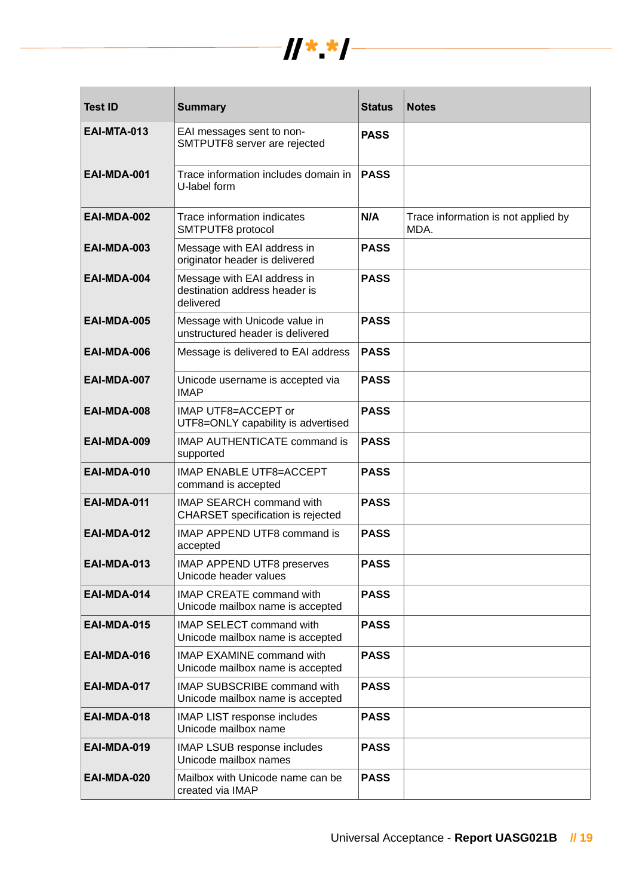| Test ID | Summary | Status | Notes |
|---|---|---|---|
| **EAI-MTA-013** | EAI messages sent to non-SMTPUTF8 server are rejected | **PASS** | |
| **EAI-MDA-001** | Trace information includes domain in U-label form | **PASS** | |
| **EAI-MDA-002** | Trace information indicates SMTPUTF8 protocol | **N/A** | Trace information is not applied by MDA. |
| **EAI-MDA-003** | Message with EAI address in originator header is delivered | **PASS** | |
| **EAI-MDA-004** | Message with EAI address in destination address header is delivered | **PASS** | |
| **EAI-MDA-005** | Message with Unicode value in unstructured header is delivered | **PASS** | |
| **EAI-MDA-006** | Message is delivered to EAI address | **PASS** | |
| **EAI-MDA-007** | Unicode username is accepted via IMAP | **PASS** | |
| **EAI-MDA-008** | IMAP UTF8=ACCEPT or UTF8=ONLY capability is advertised | **PASS** | |
| **EAI-MDA-009** | IMAP AUTHENTICATE command is supported | **PASS** | |
| **EAI-MDA-010** | IMAP ENABLE UTF8=ACCEPT command is accepted | **PASS** | |
| **EAI-MDA-011** | IMAP SEARCH command with CHARSET specification is rejected | **PASS** | |
| **EAI-MDA-012** | IMAP APPEND UTF8 command is accepted | **PASS** | |
| **EAI-MDA-013** | IMAP APPEND UTF8 preserves Unicode header values | **PASS** | |
| **EAI-MDA-014** | IMAP CREATE command with Unicode mailbox name is accepted | **PASS** | |
| **EAI-MDA-015** | IMAP SELECT command with Unicode mailbox name is accepted | **PASS** | |
| **EAI-MDA-016** | IMAP EXAMINE command with Unicode mailbox name is accepted | **PASS** | |
| **EAI-MDA-017** | IMAP SUBSCRIBE command with Unicode mailbox name is accepted | **PASS** | |
| **EAI-MDA-018** | IMAP LIST response includes Unicode mailbox name | **PASS** | |
| **EAI-MDA-019** | IMAP LSUB response includes Unicode mailbox names | **PASS** | |
| **EAI-MDA-020** | Mailbox with Unicode name can be created via IMAP | **PASS** | |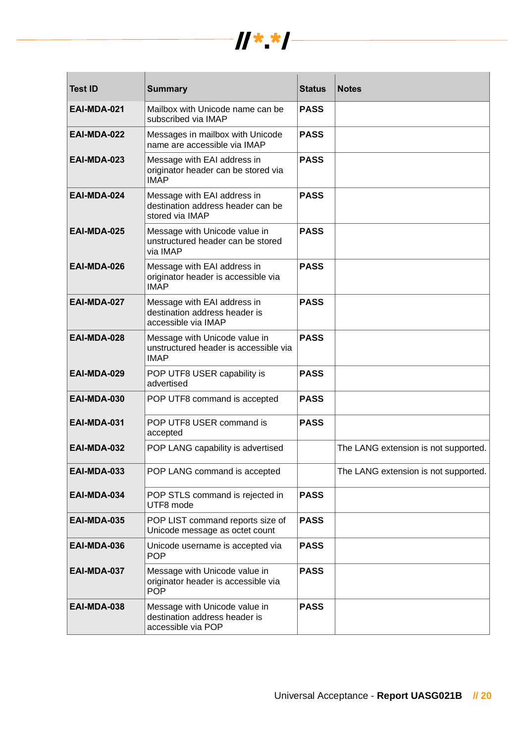| Test ID | Summary | Status | Notes |
|---|---|---|---|
| **EAI-MDA-021** | Mailbox with Unicode name can be subscribed via IMAP | **PASS** | |
| **EAI-MDA-022** | Messages in mailbox with Unicode name are accessible via IMAP | **PASS** | |
| **EAI-MDA-023** | Message with EAI address in originator header can be stored via IMAP | **PASS** | |
| **EAI-MDA-024** | Message with EAI address in destination address header can be stored via IMAP | **PASS** | |
| **EAI-MDA-025** | Message with Unicode value in unstructured header can be stored via IMAP | **PASS** | |
| **EAI-MDA-026** | Message with EAI address in originator header is accessible via IMAP | **PASS** | |
| **EAI-MDA-027** | Message with EAI address in destination address header is accessible via IMAP | **PASS** | |
| **EAI-MDA-028** | Message with Unicode value in unstructured header is accessible via IMAP | **PASS** | |
| **EAI-MDA-029** | POP UTF8 USER capability is advertised | **PASS** | |
| **EAI-MDA-030** | POP UTF8 command is accepted | **PASS** | |
| **EAI-MDA-031** | POP UTF8 USER command is accepted | **PASS** | |
| **EAI-MDA-032** | POP LANG capability is advertised | | The LANG extension is not supported. |
| **EAI-MDA-033** | POP LANG command is accepted | | The LANG extension is not supported. |
| **EAI-MDA-034** | POP STLS command is rejected in UTF8 mode | **PASS** | |
| **EAI-MDA-035** | POP LIST command reports size of Unicode message as octet count | **PASS** | |
| **EAI-MDA-036** | Unicode username is accepted via POP | **PASS** | |
| **EAI-MDA-037** | Message with Unicode value in originator header is accessible via POP | **PASS** | |
| **EAI-MDA-038** | Message with Unicode value in destination address header is accessible via POP | **PASS** | |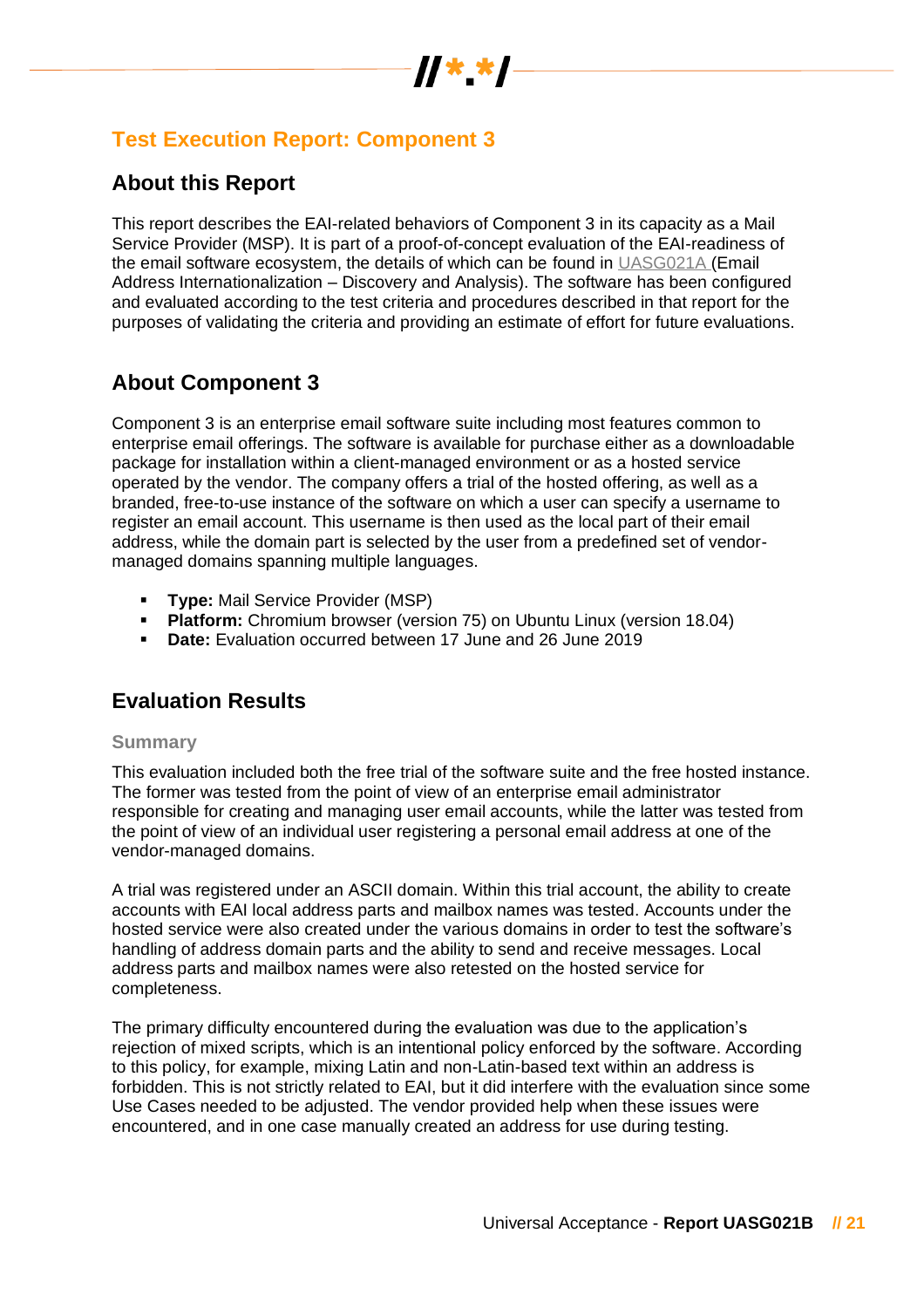## Test Execution Report: Component 3

### About this Report

This report describes the EAI-related behaviors of Component 3 in its capacity as a Mail Service Provider (MSP). It is part of a proof-of-concept evaluation of the EAI-readiness of the email software ecosystem, the details of which can be found in UASG021A (Email Address Internationalization – Discovery and Analysis). The software has been configured and evaluated according to the test criteria and procedures described in that report for the purposes of validating the criteria and providing an estimate of effort for future evaluations.

### About Component 3

Component 3 is an enterprise email software suite including most features common to enterprise email offerings. The software is available for purchase either as a downloadable package for installation within a client-managed environment or as a hosted service operated by the vendor. The company offers a trial of the hosted offering, as well as a branded, free-to-use instance of the software on which a user can specify a username to register an email account. This username is then used as the local part of their email address, while the domain part is selected by the user from a predefined set of vendor-managed domains spanning multiple languages.

- **Type:** Mail Service Provider (MSP)
- **Platform:** Chromium browser (version 75) on Ubuntu Linux (version 18.04)
- **Date:** Evaluation occurred between 17 June and 26 June 2019

### Evaluation Results

#### Summary

This evaluation included both the free trial of the software suite and the free hosted instance. The former was tested from the point of view of an enterprise email administrator responsible for creating and managing user email accounts, while the latter was tested from the point of view of an individual user registering a personal email address at one of the vendor-managed domains.

A trial was registered under an ASCII domain. Within this trial account, the ability to create accounts with EAI local address parts and mailbox names was tested. Accounts under the hosted service were also created under the various domains in order to test the software's handling of address domain parts and the ability to send and receive messages. Local address parts and mailbox names were also retested on the hosted service for completeness.

The primary difficulty encountered during the evaluation was due to the application's rejection of mixed scripts, which is an intentional policy enforced by the software. According to this policy, for example, mixing Latin and non-Latin-based text within an address is forbidden. This is not strictly related to EAI, but it did interfere with the evaluation since some Use Cases needed to be adjusted. The vendor provided help when these issues were encountered, and in one case manually created an address for use during testing.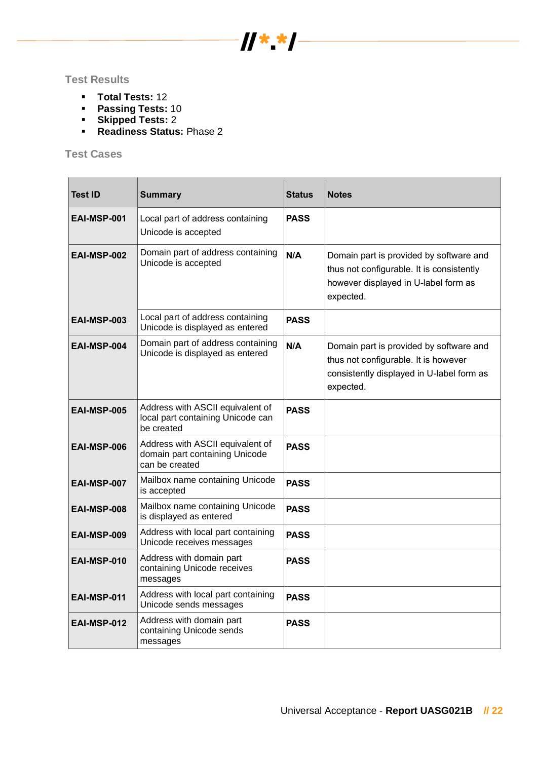### Test Results

- **Total Tests:** 12
- **Passing Tests:** 10
- **Skipped Tests:** 2
- **Readiness Status:** Phase 2

### Test Cases

| Test ID | Summary | Status | Notes |
|---|---|---|---|
| **EAI-MSP-001** | Local part of address containing Unicode is accepted | **PASS** | |
| **EAI-MSP-002** | Domain part of address containing Unicode is accepted | **N/A** | Domain part is provided by software and thus not configurable. It is consistently however displayed in U-label form as expected. |
| **EAI-MSP-003** | Local part of address containing Unicode is displayed as entered | **PASS** | |
| **EAI-MSP-004** | Domain part of address containing Unicode is displayed as entered | **N/A** | Domain part is provided by software and thus not configurable. It is however consistently displayed in U-label form as expected. |
| **EAI-MSP-005** | Address with ASCII equivalent of local part containing Unicode can be created | **PASS** | |
| **EAI-MSP-006** | Address with ASCII equivalent of domain part containing Unicode can be created | **PASS** | |
| **EAI-MSP-007** | Mailbox name containing Unicode is accepted | **PASS** | |
| **EAI-MSP-008** | Mailbox name containing Unicode is displayed as entered | **PASS** | |
| **EAI-MSP-009** | Address with local part containing Unicode receives messages | **PASS** | |
| **EAI-MSP-010** | Address with domain part containing Unicode receives messages | **PASS** | |
| **EAI-MSP-011** | Address with local part containing Unicode sends messages | **PASS** | |
| **EAI-MSP-012** | Address with domain part containing Unicode sends messages | **PASS** | |